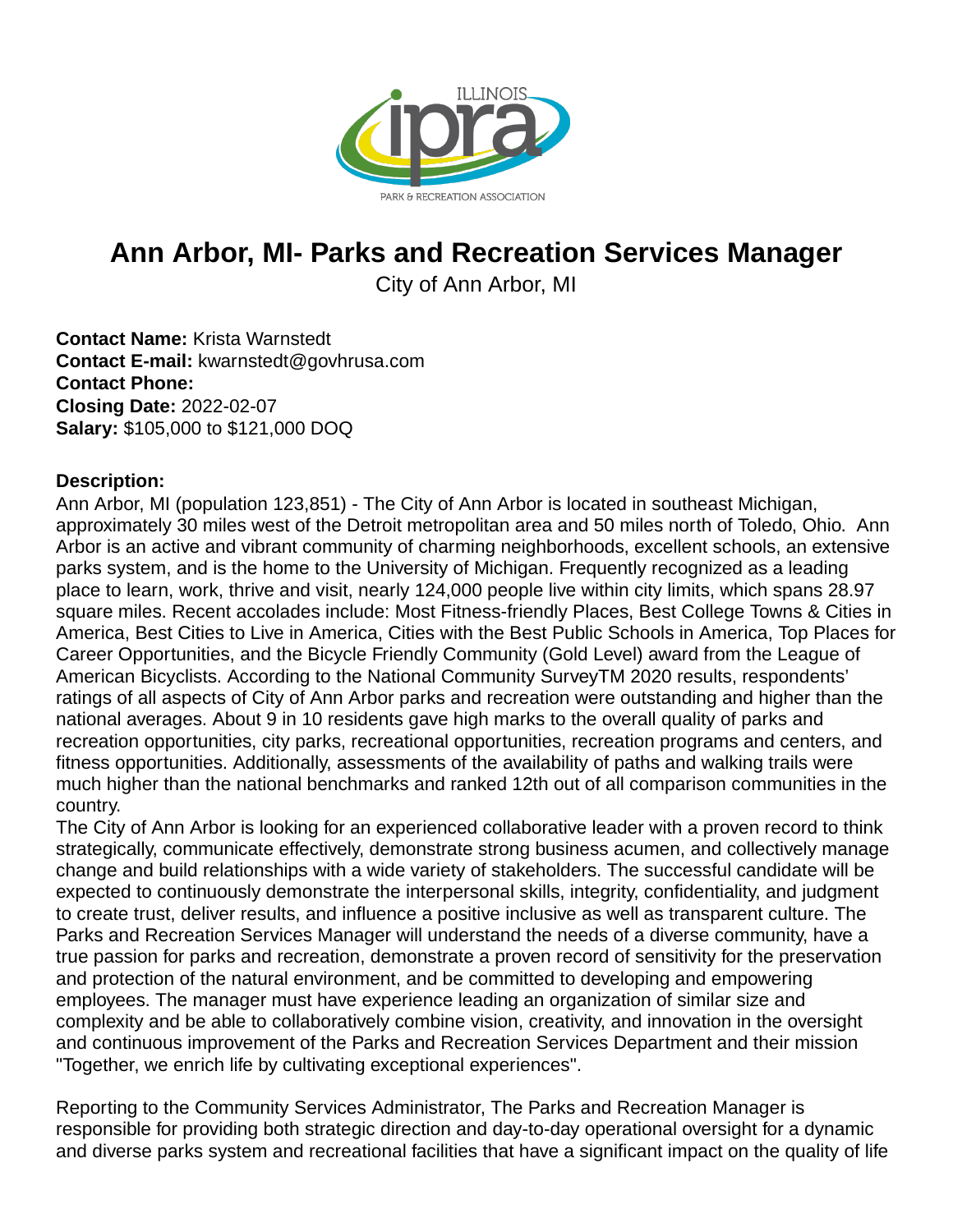# Ann Arbor, MI- Parks and Recreation Services Manager

City of Ann Arbor, MI

**Contact Name:** Krista Warnstedt
**Contact E-mail:** kwarnstedt@govhrusa.com
**Contact Phone:**
**Closing Date:** 2022-02-07
**Salary:** $105,000 to $121,000 DOQ

**Description:**
Ann Arbor, MI (population 123,851) - The City of Ann Arbor is located in southeast Michigan, approximately 30 miles west of the Detroit metropolitan area and 50 miles north of Toledo, Ohio. Ann Arbor is an active and vibrant community of charming neighborhoods, excellent schools, an extensive parks system, and is the home to the University of Michigan. Frequently recognized as a leading place to learn, work, thrive and visit, nearly 124,000 people live within city limits, which spans 28.97 square miles. Recent accolades include: Most Fitness-friendly Places, Best College Towns & Cities in America, Best Cities to Live in America, Cities with the Best Public Schools in America, Top Places for Career Opportunities, and the Bicycle Friendly Community (Gold Level) award from the League of American Bicyclists. According to the National Community SurveyTM 2020 results, respondents' ratings of all aspects of City of Ann Arbor parks and recreation were outstanding and higher than the national averages. About 9 in 10 residents gave high marks to the overall quality of parks and recreation opportunities, city parks, recreational opportunities, recreation programs and centers, and fitness opportunities. Additionally, assessments of the availability of paths and walking trails were much higher than the national benchmarks and ranked 12th out of all comparison communities in the country.
The City of Ann Arbor is looking for an experienced collaborative leader with a proven record to think strategically, communicate effectively, demonstrate strong business acumen, and collectively manage change and build relationships with a wide variety of stakeholders. The successful candidate will be expected to continuously demonstrate the interpersonal skills, integrity, confidentiality, and judgment to create trust, deliver results, and influence a positive inclusive as well as transparent culture. The Parks and Recreation Services Manager will understand the needs of a diverse community, have a true passion for parks and recreation, demonstrate a proven record of sensitivity for the preservation and protection of the natural environment, and be committed to developing and empowering employees. The manager must have experience leading an organization of similar size and complexity and be able to collaboratively combine vision, creativity, and innovation in the oversight and continuous improvement of the Parks and Recreation Services Department and their mission "Together, we enrich life by cultivating exceptional experiences".

Reporting to the Community Services Administrator, The Parks and Recreation Manager is responsible for providing both strategic direction and day-to-day operational oversight for a dynamic and diverse parks system and recreational facilities that have a significant impact on the quality of life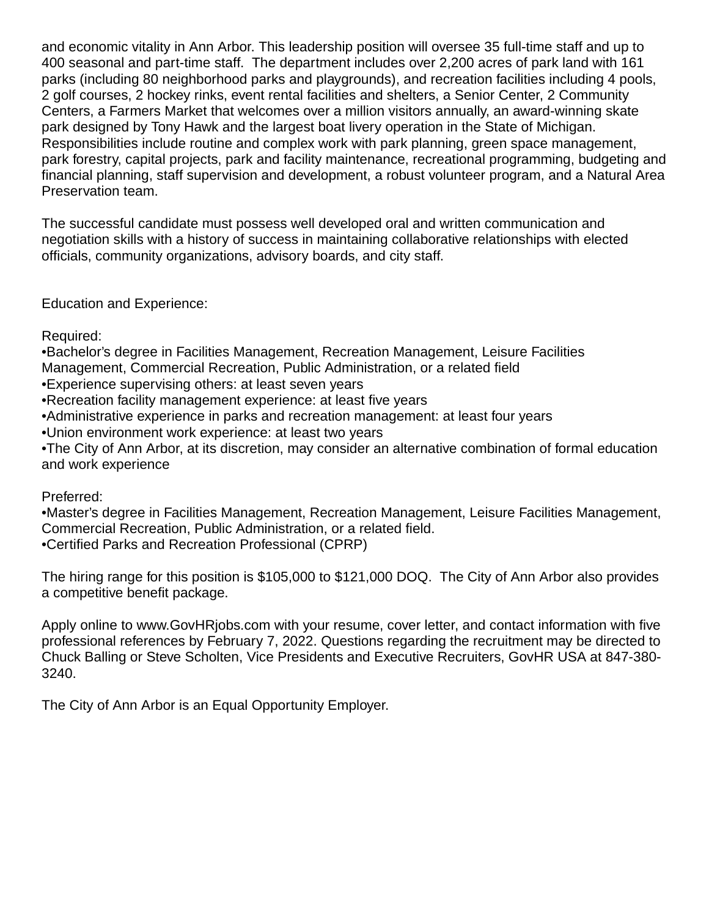and economic vitality in Ann Arbor. This leadership position will oversee 35 full-time staff and up to 400 seasonal and part-time staff. The department includes over 2,200 acres of park land with 161 parks (including 80 neighborhood parks and playgrounds), and recreation facilities including 4 pools, 2 golf courses, 2 hockey rinks, event rental facilities and shelters, a Senior Center, 2 Community Centers, a Farmers Market that welcomes over a million visitors annually, an award-winning skate park designed by Tony Hawk and the largest boat livery operation in the State of Michigan. Responsibilities include routine and complex work with park planning, green space management, park forestry, capital projects, park and facility maintenance, recreational programming, budgeting and financial planning, staff supervision and development, a robust volunteer program, and a Natural Area Preservation team.

The successful candidate must possess well developed oral and written communication and negotiation skills with a history of success in maintaining collaborative relationships with elected officials, community organizations, advisory boards, and city staff.

Education and Experience:

Required:

- Bachelor's degree in Facilities Management, Recreation Management, Leisure Facilities Management, Commercial Recreation, Public Administration, or a related field
- Experience supervising others: at least seven years
- Recreation facility management experience: at least five years
- Administrative experience in parks and recreation management: at least four years
- Union environment work experience: at least two years
- The City of Ann Arbor, at its discretion, may consider an alternative combination of formal education and work experience

Preferred:

- Master's degree in Facilities Management, Recreation Management, Leisure Facilities Management, Commercial Recreation, Public Administration, or a related field.
- Certified Parks and Recreation Professional (CPRP)

The hiring range for this position is $105,000 to $121,000 DOQ. The City of Ann Arbor also provides a competitive benefit package.

Apply online to www.GovHRjobs.com with your resume, cover letter, and contact information with five professional references by February 7, 2022. Questions regarding the recruitment may be directed to Chuck Balling or Steve Scholten, Vice Presidents and Executive Recruiters, GovHR USA at 847-380-3240.

The City of Ann Arbor is an Equal Opportunity Employer.